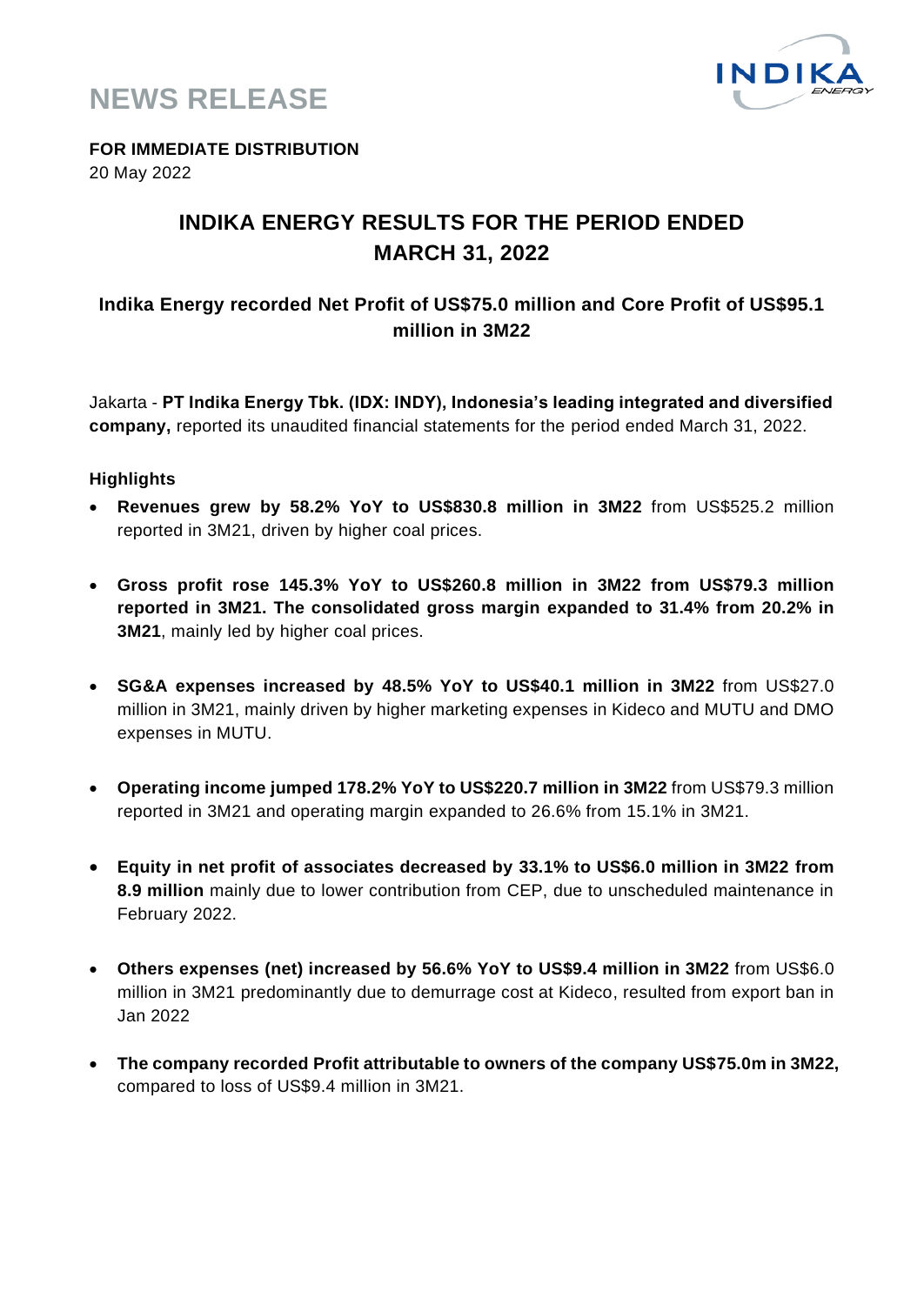# NEWS RELEASE

**FOR IMMEDIATE DISTRIBUTION**
20 May 2022

## INDIKA ENERGY RESULTS FOR THE PERIOD ENDED MARCH 31, 2022

### Indika Energy recorded Net Profit of US$75.0 million and Core Profit of US$95.1 million in 3M22

Jakarta - **PT Indika Energy Tbk. (IDX: INDY), Indonesia's leading integrated and diversified company,** reported its unaudited financial statements for the period ended March 31, 2022.

**Highlights**

- **Revenues grew by 58.2% YoY to US$830.8 million in 3M22** from US$525.2 million reported in 3M21, driven by higher coal prices.
- **Gross profit rose 145.3% YoY to US$260.8 million in 3M22 from US$79.3 million reported in 3M21. The consolidated gross margin expanded to 31.4% from 20.2% in 3M21**, mainly led by higher coal prices.
- **SG&A expenses increased by 48.5% YoY to US$40.1 million in 3M22** from US$27.0 million in 3M21, mainly driven by higher marketing expenses in Kideco and MUTU and DMO expenses in MUTU.
- **Operating income jumped 178.2% YoY to US$220.7 million in 3M22** from US$79.3 million reported in 3M21 and operating margin expanded to 26.6% from 15.1% in 3M21.
- **Equity in net profit of associates decreased by 33.1% to US$6.0 million in 3M22 from 8.9 million** mainly due to lower contribution from CEP, due to unscheduled maintenance in February 2022.
- **Others expenses (net) increased by 56.6% YoY to US$9.4 million in 3M22** from US$6.0 million in 3M21 predominantly due to demurrage cost at Kideco, resulted from export ban in Jan 2022
- **The company recorded Profit attributable to owners of the company US$75.0m in 3M22,** compared to loss of US$9.4 million in 3M21.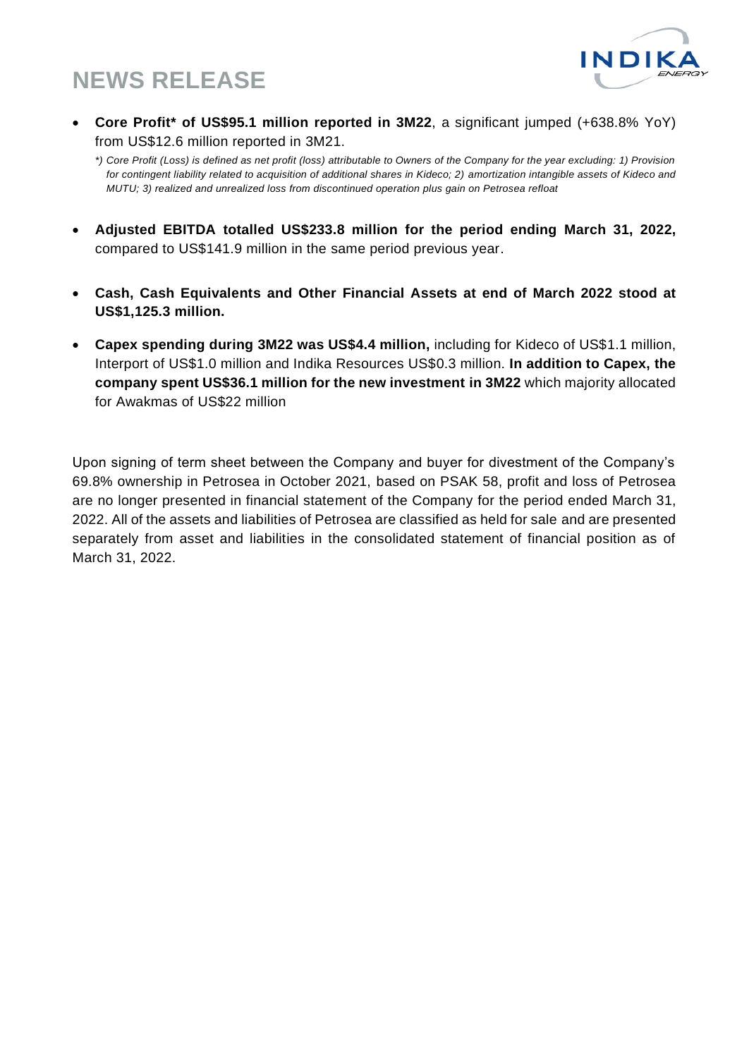# NEWS RELEASE

- **Core Profit\* of US$95.1 million reported in 3M22**, a significant jumped (+638.8% YoY) from US$12.6 million reported in 3M21.

  *\*) Core Profit (Loss) is defined as net profit (loss) attributable to Owners of the Company for the year excluding: 1) Provision for contingent liability related to acquisition of additional shares in Kideco; 2) amortization intangible assets of Kideco and MUTU; 3) realized and unrealized loss from discontinued operation plus gain on Petrosea refloat*

- **Adjusted EBITDA totalled US$233.8 million for the period ending March 31, 2022,** compared to US$141.9 million in the same period previous year.

- **Cash, Cash Equivalents and Other Financial Assets at end of March 2022 stood at US$1,125.3 million.**

- **Capex spending during 3M22 was US$4.4 million,** including for Kideco of US$1.1 million, Interport of US$1.0 million and Indika Resources US$0.3 million. **In addition to Capex, the company spent US$36.1 million for the new investment in 3M22** which majority allocated for Awakmas of US$22 million

Upon signing of term sheet between the Company and buyer for divestment of the Company's 69.8% ownership in Petrosea in October 2021, based on PSAK 58, profit and loss of Petrosea are no longer presented in financial statement of the Company for the period ended March 31, 2022. All of the assets and liabilities of Petrosea are classified as held for sale and are presented separately from asset and liabilities in the consolidated statement of financial position as of March 31, 2022.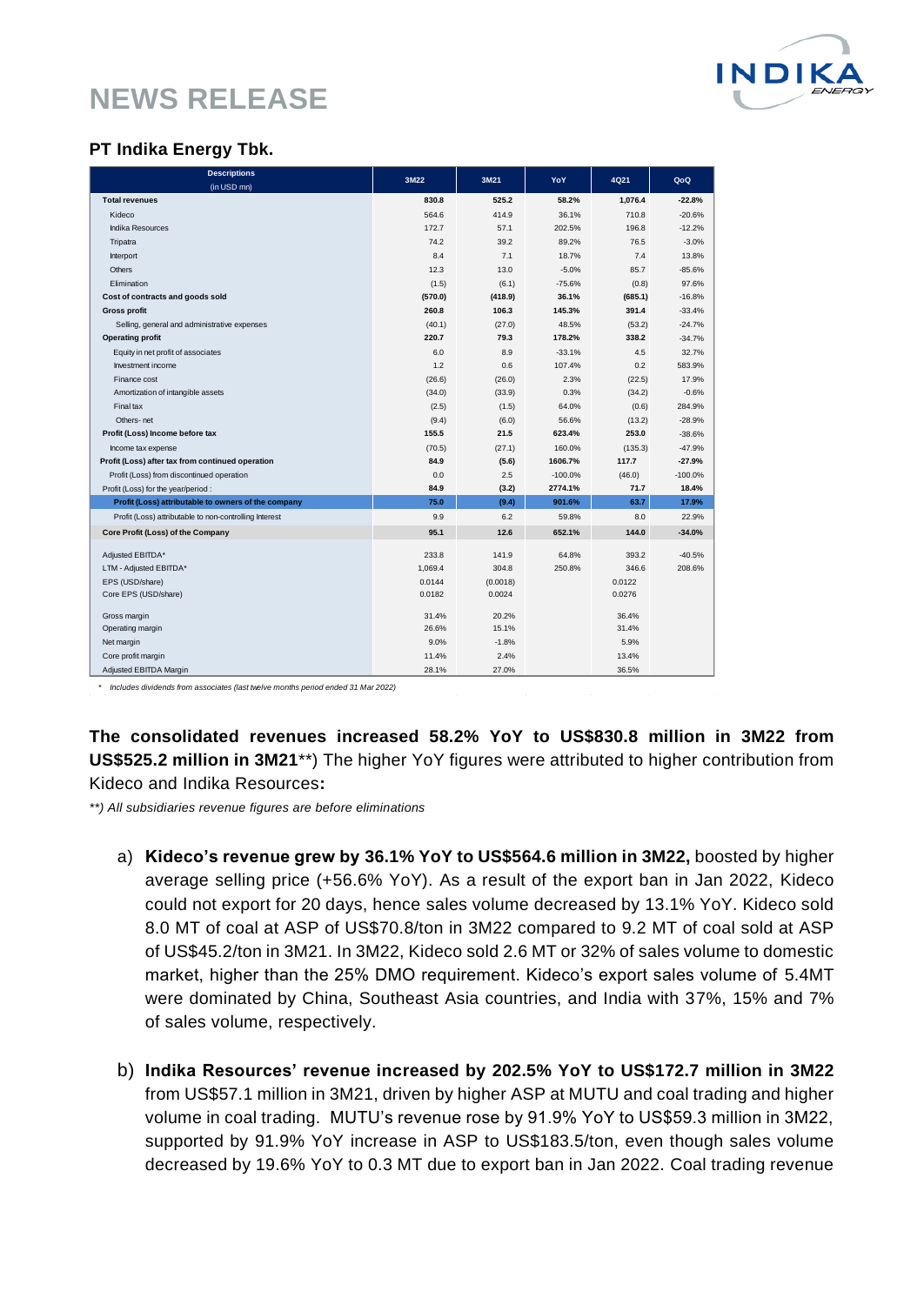# NEWS RELEASE

### PT Indika Energy Tbk.

| Descriptions (in USD mn) | 3M22 | 3M21 | YoY | 4Q21 | QoQ |
|---|---|---|---|---|---|
| **Total revenues** | **830.8** | **525.2** | **58.2%** | **1,076.4** | **-22.8%** |
| Kideco | 564.6 | 414.9 | 36.1% | 710.8 | -20.6% |
| Indika Resources | 172.7 | 57.1 | 202.5% | 196.8 | -12.2% |
| Tripatra | 74.2 | 39.2 | 89.2% | 76.5 | -3.0% |
| Interport | 8.4 | 7.1 | 18.7% | 7.4 | 13.8% |
| Others | 12.3 | 13.0 | -5.0% | 85.7 | -85.6% |
| Elimination | (1.5) | (6.1) | -75.6% | (0.8) | 97.6% |
| **Cost of contracts and goods sold** | **(570.0)** | **(418.9)** | 36.1% | **(685.1)** | -16.8% |
| **Gross profit** | **260.8** | **106.3** | 145.3% | **391.4** | -33.4% |
| Selling, general and administrative expenses | (40.1) | (27.0) | 48.5% | (53.2) | -24.7% |
| **Operating profit** | **220.7** | **79.3** | 178.2% | **338.2** | -34.7% |
| Equity in net profit of associates | 6.0 | 8.9 | -33.1% | 4.5 | 32.7% |
| Investment income | 1.2 | 0.6 | 107.4% | 0.2 | 583.9% |
| Finance cost | (26.6) | (26.0) | 2.3% | (22.5) | 17.9% |
| Amortization of intangible assets | (34.0) | (33.9) | 0.3% | (34.2) | -0.6% |
| Final tax | (2.5) | (1.5) | 64.0% | (0.6) | 284.9% |
| Others- net | (9.4) | (6.0) | 56.6% | (13.2) | -28.9% |
| **Profit (Loss) Income before tax** | **155.5** | **21.5** | 623.4% | **253.0** | -38.6% |
| Income tax expense | (70.5) | (27.1) | 160.0% | (135.3) | -47.9% |
| **Profit (Loss) after tax from continued operation** | **84.9** | **(5.6)** | **1606.7%** | **117.7** | **-27.9%** |
| Profit (Loss) from discontinued operation | 0.0 | 2.5 | -100.0% | (46.0) | -100.0% |
| Profit (Loss) for the year/period : | **84.9** | **(3.2)** | **2774.1%** | **71.7** | **18.4%** |
| **Profit (Loss) attributable to owners of the company** | **75.0** | **(9.4)** | **901.6%** | **63.7** | **17.9%** |
| Profit (Loss) attributable to non-controlling Interest | 9.9 | 6.2 | 59.8% | 8.0 | 22.9% |
| **Core Profit (Loss) of the Company** | **95.1** | **12.6** | **652.1%** | **144.0** | **-34.0%** |
| Adjusted EBITDA* | 233.8 | 141.9 | 64.8% | 393.2 | -40.5% |
| LTM - Adjusted EBITDA* | 1,069.4 | 304.8 | 250.8% | 346.6 | 208.6% |
| EPS (USD/share) | 0.0144 | (0.0018) | | 0.0122 | |
| Core EPS (USD/share) | 0.0182 | 0.0024 | | 0.0276 | |
| Gross margin | 31.4% | 20.2% | | 36.4% | |
| Operating margin | 26.6% | 15.1% | | 31.4% | |
| Net margin | 9.0% | -1.8% | | 5.9% | |
| Core profit margin | 11.4% | 2.4% | | 13.4% | |
| Adjusted EBITDA Margin | 28.1% | 27.0% | | 36.5% | |

*\* Includes dividends from associates (last twelve months period ended 31 Mar 2022)*

**The consolidated revenues increased 58.2% YoY to US$830.8 million in 3M22 from US$525.2 million in 3M21**\*\*) The higher YoY figures were attributed to higher contribution from Kideco and Indika Resources**:**

*\*\*) All subsidiaries revenue figures are before eliminations*

a) **Kideco's revenue grew by 36.1% YoY to US$564.6 million in 3M22,** boosted by higher average selling price (+56.6% YoY). As a result of the export ban in Jan 2022, Kideco could not export for 20 days, hence sales volume decreased by 13.1% YoY. Kideco sold 8.0 MT of coal at ASP of US$70.8/ton in 3M22 compared to 9.2 MT of coal sold at ASP of US$45.2/ton in 3M21. In 3M22, Kideco sold 2.6 MT or 32% of sales volume to domestic market, higher than the 25% DMO requirement. Kideco's export sales volume of 5.4MT were dominated by China, Southeast Asia countries, and India with 37%, 15% and 7% of sales volume, respectively.

b) **Indika Resources' revenue increased by 202.5% YoY to US$172.7 million in 3M22** from US$57.1 million in 3M21, driven by higher ASP at MUTU and coal trading and higher volume in coal trading. MUTU's revenue rose by 91.9% YoY to US$59.3 million in 3M22, supported by 91.9% YoY increase in ASP to US$183.5/ton, even though sales volume decreased by 19.6% YoY to 0.3 MT due to export ban in Jan 2022. Coal trading revenue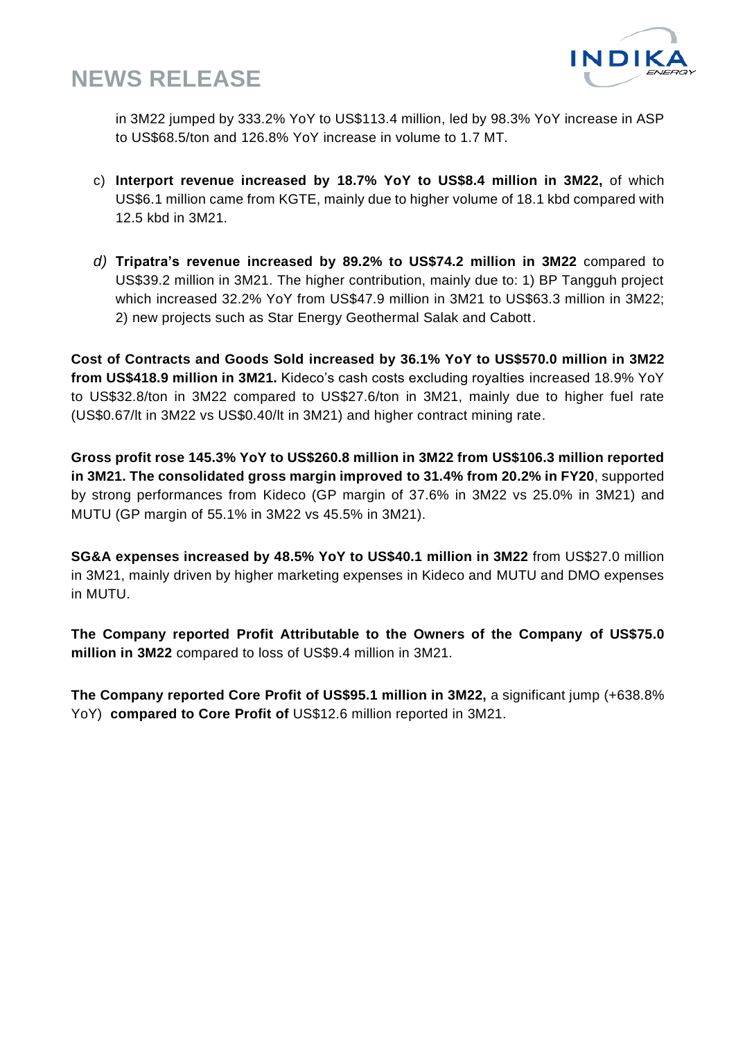in 3M22 jumped by 333.2% YoY to US$113.4 million, led by 98.3% YoY increase in ASP to US$68.5/ton and 126.8% YoY increase in volume to 1.7 MT.

c) **Interport revenue increased by 18.7% YoY to US$8.4 million in 3M22,** of which US$6.1 million came from KGTE, mainly due to higher volume of 18.1 kbd compared with 12.5 kbd in 3M21.

*d)* **Tripatra's revenue increased by 89.2% to US$74.2 million in 3M22** compared to US$39.2 million in 3M21. The higher contribution, mainly due to: 1) BP Tangguh project which increased 32.2% YoY from US$47.9 million in 3M21 to US$63.3 million in 3M22; 2) new projects such as Star Energy Geothermal Salak and Cabott.

**Cost of Contracts and Goods Sold increased by 36.1% YoY to US$570.0 million in 3M22 from US$418.9 million in 3M21.** Kideco's cash costs excluding royalties increased 18.9% YoY to US$32.8/ton in 3M22 compared to US$27.6/ton in 3M21, mainly due to higher fuel rate (US$0.67/lt in 3M22 vs US$0.40/lt in 3M21) and higher contract mining rate.

**Gross profit rose 145.3% YoY to US$260.8 million in 3M22 from US$106.3 million reported in 3M21. The consolidated gross margin improved to 31.4% from 20.2% in FY20**, supported by strong performances from Kideco (GP margin of 37.6% in 3M22 vs 25.0% in 3M21) and MUTU (GP margin of 55.1% in 3M22 vs 45.5% in 3M21).

**SG&A expenses increased by 48.5% YoY to US$40.1 million in 3M22** from US$27.0 million in 3M21, mainly driven by higher marketing expenses in Kideco and MUTU and DMO expenses in MUTU.

**The Company reported Profit Attributable to the Owners of the Company of US$75.0 million in 3M22** compared to loss of US$9.4 million in 3M21.

**The Company reported Core Profit of US$95.1 million in 3M22,** a significant jump (+638.8% YoY) **compared to Core Profit of** US$12.6 million reported in 3M21.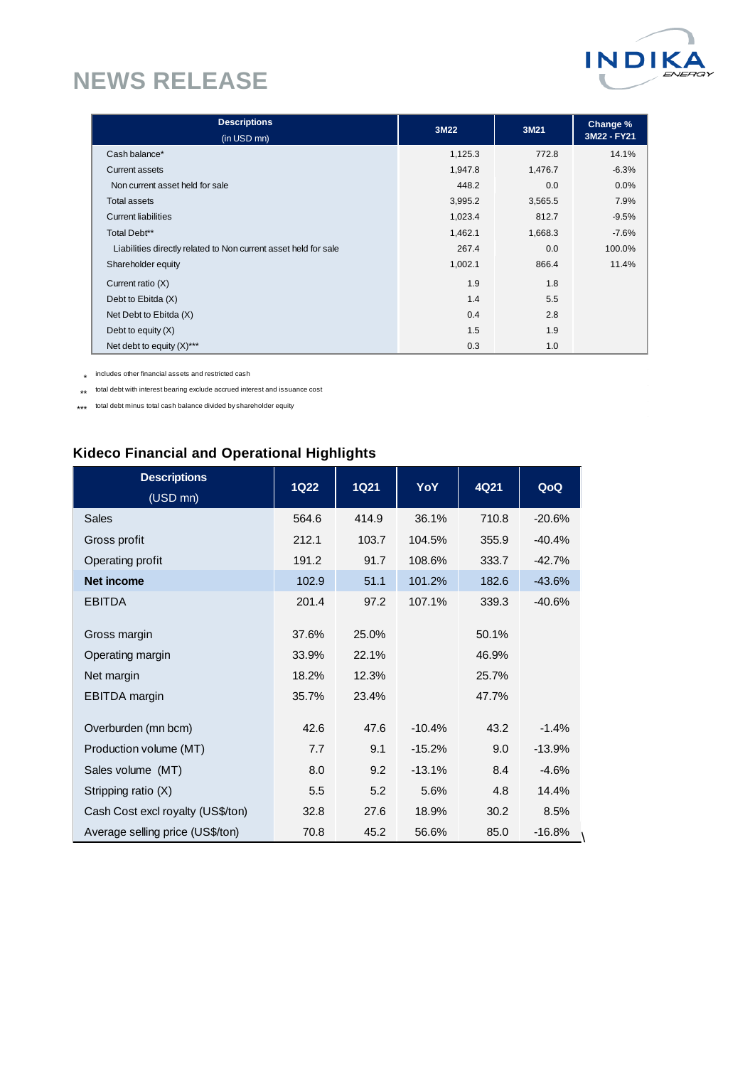# NEWS RELEASE

| Descriptions (in USD mn) | 3M22 | 3M21 | Change % 3M22 - FY21 |
|---|---|---|---|
| Cash balance* | 1,125.3 | 772.8 | 14.1% |
| Current assets | 1,947.8 | 1,476.7 | -6.3% |
| Non current asset held for sale | 448.2 | 0.0 | 0.0% |
| Total assets | 3,995.2 | 3,565.5 | 7.9% |
| Current liabilities | 1,023.4 | 812.7 | -9.5% |
| Total Debt** | 1,462.1 | 1,668.3 | -7.6% |
| Liabilities directly related to Non current asset held for sale | 267.4 | 0.0 | 100.0% |
| Shareholder equity | 1,002.1 | 866.4 | 11.4% |
| Current ratio (X) | 1.9 | 1.8 | |
| Debt to Ebitda (X) | 1.4 | 5.5 | |
| Net Debt to Ebitda (X) | 0.4 | 2.8 | |
| Debt to equity (X) | 1.5 | 1.9 | |
| Net debt to equity (X)*** | 0.3 | 1.0 | |

\* includes other financial assets and restricted cash

\*\* total debt with interest bearing exclude accrued interest and issuance cost

\*\*\* total debt minus total cash balance divided by shareholder equity

### Kideco Financial and Operational Highlights

| Descriptions (USD mn) | 1Q22 | 1Q21 | YoY | 4Q21 | QoQ |
|---|---|---|---|---|---|
| Sales | 564.6 | 414.9 | 36.1% | 710.8 | -20.6% |
| Gross profit | 212.1 | 103.7 | 104.5% | 355.9 | -40.4% |
| Operating profit | 191.2 | 91.7 | 108.6% | 333.7 | -42.7% |
| **Net income** | 102.9 | 51.1 | 101.2% | 182.6 | -43.6% |
| EBITDA | 201.4 | 97.2 | 107.1% | 339.3 | -40.6% |
| | | | | | |
| Gross margin | 37.6% | 25.0% | | 50.1% | |
| Operating margin | 33.9% | 22.1% | | 46.9% | |
| Net margin | 18.2% | 12.3% | | 25.7% | |
| EBITDA margin | 35.7% | 23.4% | | 47.7% | |
| | | | | | |
| Overburden (mn bcm) | 42.6 | 47.6 | -10.4% | 43.2 | -1.4% |
| Production volume (MT) | 7.7 | 9.1 | -15.2% | 9.0 | -13.9% |
| Sales volume (MT) | 8.0 | 9.2 | -13.1% | 8.4 | -4.6% |
| Stripping ratio (X) | 5.5 | 5.2 | 5.6% | 4.8 | 14.4% |
| Cash Cost excl royalty (US$/ton) | 32.8 | 27.6 | 18.9% | 30.2 | 8.5% |
| Average selling price (US$/ton) | 70.8 | 45.2 | 56.6% | 85.0 | -16.8% |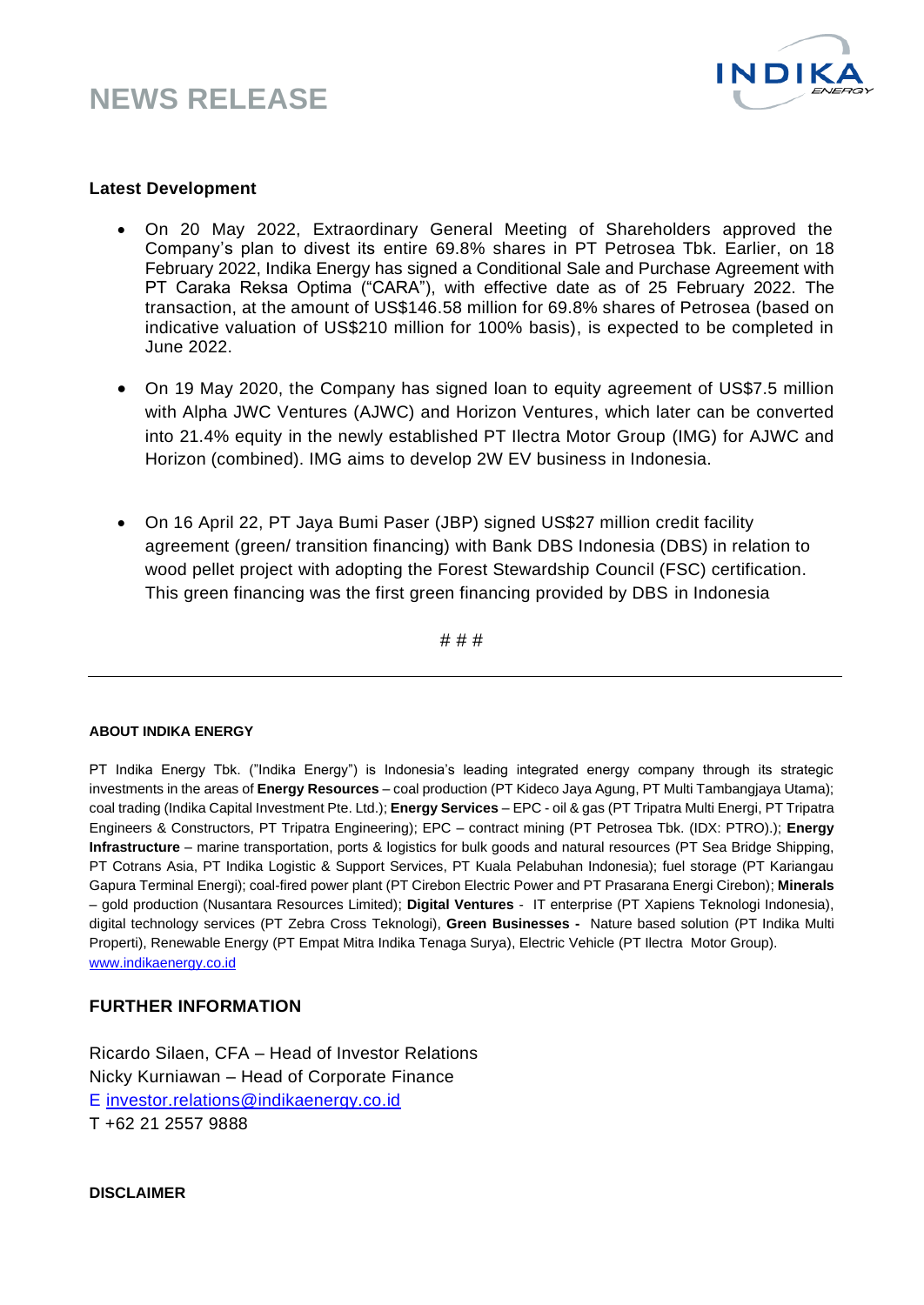# NEWS RELEASE

### Latest Development

- On 20 May 2022, Extraordinary General Meeting of Shareholders approved the Company's plan to divest its entire 69.8% shares in PT Petrosea Tbk. Earlier, on 18 February 2022, Indika Energy has signed a Conditional Sale and Purchase Agreement with PT Caraka Reksa Optima ("CARA"), with effective date as of 25 February 2022. The transaction, at the amount of US$146.58 million for 69.8% shares of Petrosea (based on indicative valuation of US$210 million for 100% basis), is expected to be completed in June 2022.

- On 19 May 2020, the Company has signed loan to equity agreement of US$7.5 million with Alpha JWC Ventures (AJWC) and Horizon Ventures, which later can be converted into 21.4% equity in the newly established PT Ilectra Motor Group (IMG) for AJWC and Horizon (combined). IMG aims to develop 2W EV business in Indonesia.

- On 16 April 22, PT Jaya Bumi Paser (JBP) signed US$27 million credit facility agreement (green/ transition financing) with Bank DBS Indonesia (DBS) in relation to wood pellet project with adopting the Forest Stewardship Council (FSC) certification. This green financing was the first green financing provided by DBS in Indonesia

# # #

---

**ABOUT INDIKA ENERGY**

PT Indika Energy Tbk. ("Indika Energy") is Indonesia's leading integrated energy company through its strategic investments in the areas of **Energy Resources** – coal production (PT Kideco Jaya Agung, PT Multi Tambangjaya Utama); coal trading (Indika Capital Investment Pte. Ltd.); **Energy Services** – EPC - oil & gas (PT Tripatra Multi Energi, PT Tripatra Engineers & Constructors, PT Tripatra Engineering); EPC – contract mining (PT Petrosea Tbk. (IDX: PTRO).); **Energy Infrastructure** – marine transportation, ports & logistics for bulk goods and natural resources (PT Sea Bridge Shipping, PT Cotrans Asia, PT Indika Logistic & Support Services, PT Kuala Pelabuhan Indonesia); fuel storage (PT Kariangau Gapura Terminal Energi); coal-fired power plant (PT Cirebon Electric Power and PT Prasarana Energi Cirebon); **Minerals** – gold production (Nusantara Resources Limited); **Digital Ventures** - IT enterprise (PT Xapiens Teknologi Indonesia), digital technology services (PT Zebra Cross Teknologi), **Green Businesses -** Nature based solution (PT Indika Multi Properti), Renewable Energy (PT Empat Mitra Indika Tenaga Surya), Electric Vehicle (PT Ilectra Motor Group). www.indikaenergy.co.id

### FURTHER INFORMATION

Ricardo Silaen, CFA – Head of Investor Relations
Nicky Kurniawan – Head of Corporate Finance
E investor.relations@indikaenergy.co.id
T +62 21 2557 9888

**DISCLAIMER**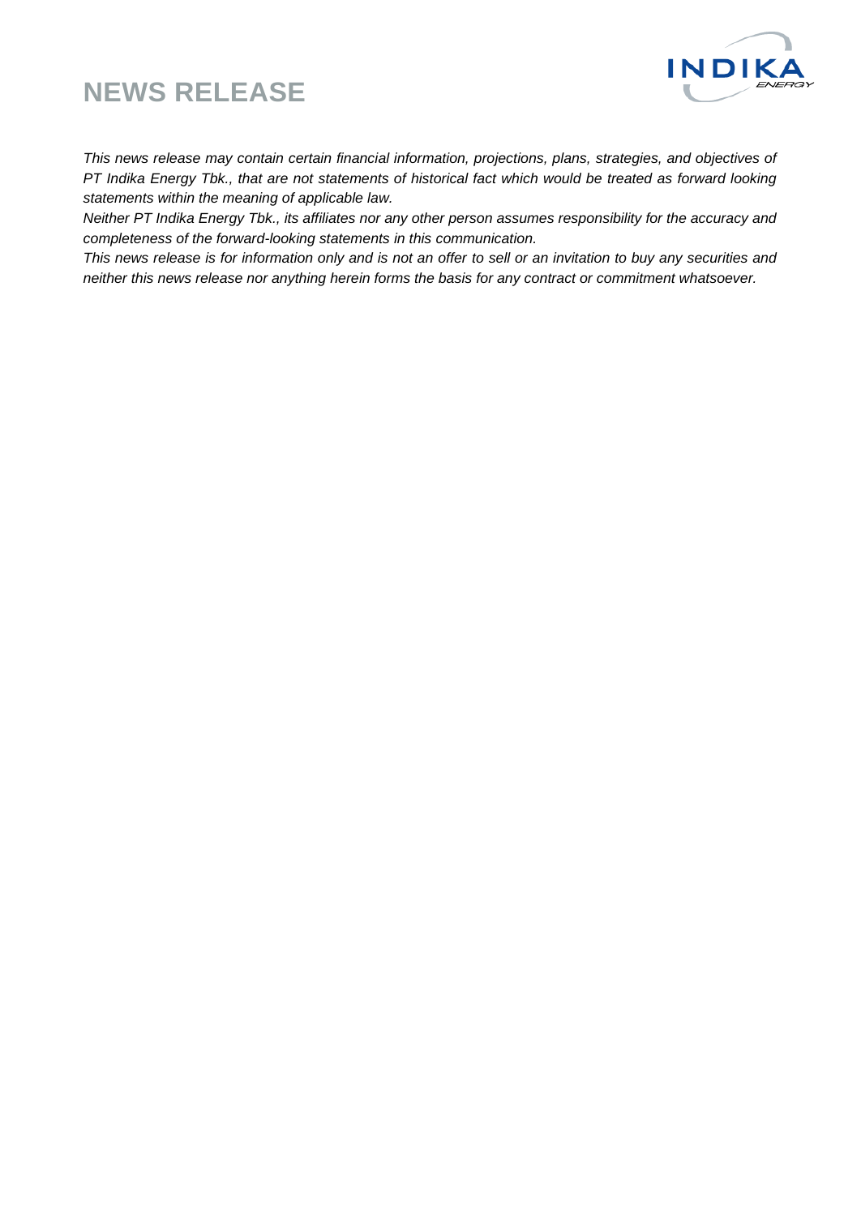# NEWS RELEASE

*This news release may contain certain financial information, projections, plans, strategies, and objectives of PT Indika Energy Tbk., that are not statements of historical fact which would be treated as forward looking statements within the meaning of applicable law.*

*Neither PT Indika Energy Tbk., its affiliates nor any other person assumes responsibility for the accuracy and completeness of the forward-looking statements in this communication.*

*This news release is for information only and is not an offer to sell or an invitation to buy any securities and neither this news release nor anything herein forms the basis for any contract or commitment whatsoever.*